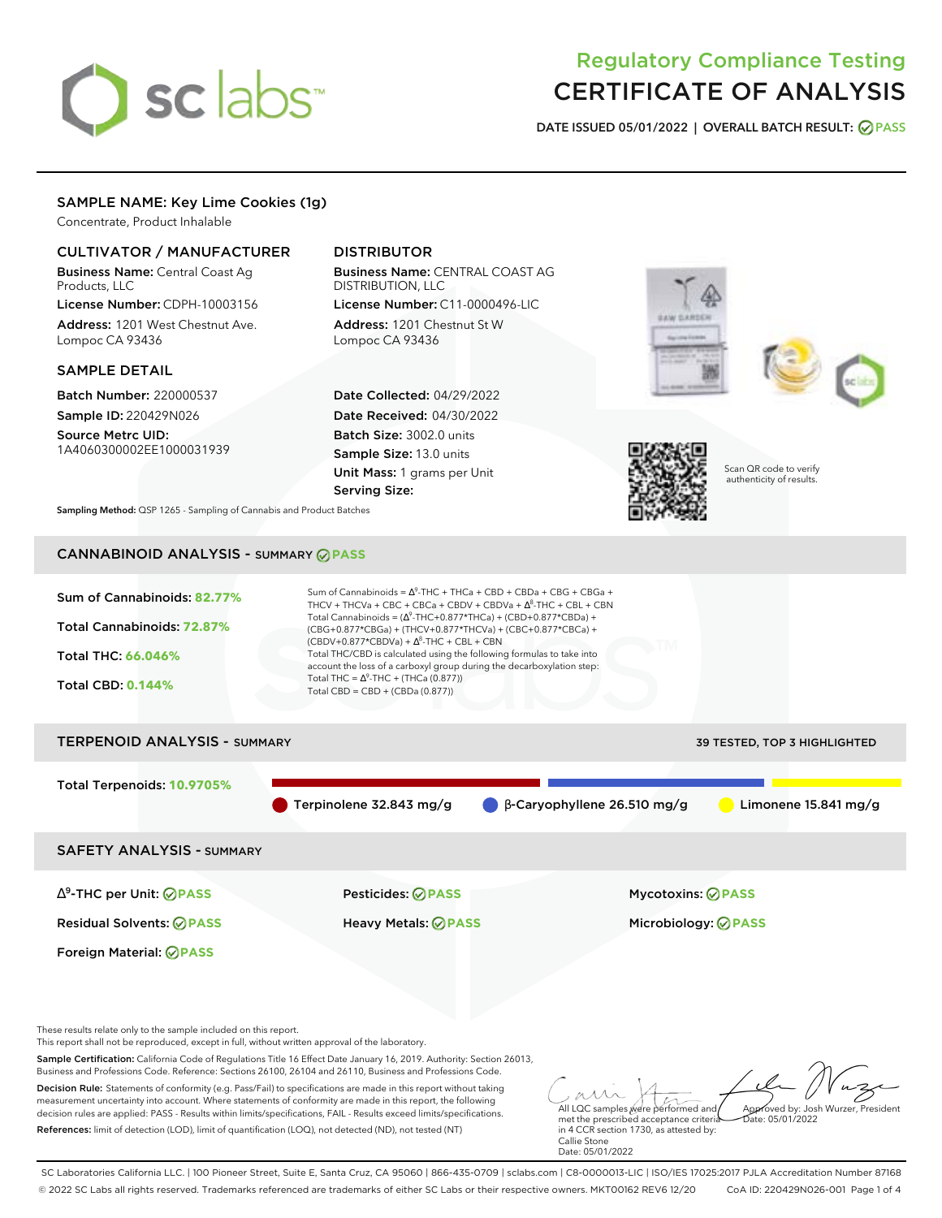# Regulatory Compliance Testing
# CERTIFICATE OF ANALYSIS

**DATE ISSUED** 05/01/2022 | **OVERALL BATCH RESULT:** PASS

## SAMPLE NAME: Key Lime Cookies (1g)

Concentrate, Product Inhalable

### CULTIVATOR / MANUFACTURER

**Business Name:** Central Coast Ag Products, LLC

**License Number:** CDPH-10003156

**Address:** 1201 West Chestnut Ave. Lompoc CA 93436

### DISTRIBUTOR

**Business Name:** CENTRAL COAST AG DISTRIBUTION, LLC

**License Number:** C11-0000496-LIC

**Address:** 1201 Chestnut St W Lompoc CA 93436

### SAMPLE DETAIL

**Batch Number:** 220000537

**Sample ID:** 220429N026

**Source Metrc UID:** 1A4060300002EE1000031939

**Date Collected:** 04/29/2022

**Date Received:** 04/30/2022

**Batch Size:** 3002.0 units

**Sample Size:** 13.0 units

**Unit Mass:** 1 grams per Unit

**Serving Size:**

Scan QR code to verify authenticity of results.

**Sampling Method:** QSP 1265 - Sampling of Cannabis and Product Batches

## CANNABINOID ANALYSIS - SUMMARY PASS

**Sum of Cannabinoids:** 82.77%

**Total Cannabinoids:** 72.87%

**Total THC:** 66.046%

**Total CBD:** 0.144%

Sum of Cannabinoids = $\Delta^9$-THC + THCa + CBD + CBDa + CBG + CBGa + THCV + THCVa + CBC + CBCa + CBDV + CBDVa + $\Delta^8$-THC + CBL + CBN

Total Cannabinoids = ($\Delta^9$-THC+0.877*THCa) + (CBD+0.877*CBDa) + (CBG+0.877*CBGa) + (THCV+0.877*THCVa) + (CBC+0.877*CBCa) + (CBDV+0.877*CBDVa) + $\Delta^8$-THC + CBL + CBN

Total THC/CBD is calculated using the following formulas to take into account the loss of a carboxyl group during the decarboxylation step:

Total THC = $\Delta^9$-THC + (THCa (0.877))

Total CBD = CBD + (CBDa (0.877))

## TERPENOID ANALYSIS - SUMMARY

39 TESTED, TOP 3 HIGHLIGHTED

**Total Terpenoids:** 10.9705%

Terpinolene 32.843 mg/g | β-Caryophyllene 26.510 mg/g | Limonene 15.841 mg/g

## SAFETY ANALYSIS - SUMMARY

| | | |
|---|---|---|
| $\Delta^9$-THC per Unit: PASS | Pesticides: PASS | Mycotoxins: PASS |
| Residual Solvents: PASS | Heavy Metals: PASS | Microbiology: PASS |
| Foreign Material: PASS | | |

These results relate only to the sample included on this report.
This report shall not be reproduced, except in full, without written approval of the laboratory.

**Sample Certification:** California Code of Regulations Title 16 Effect Date January 16, 2019. Authority: Section 26013, Business and Professions Code. Reference: Sections 26100, 26104 and 26110, Business and Professions Code.

**Decision Rule:** Statements of conformity (e.g. Pass/Fail) to specifications are made in this report without taking measurement uncertainty into account. Where statements of conformity are made in this report, the following decision rules are applied: PASS - Results within limits/specifications, FAIL - Results exceed limits/specifications.

**References:** limit of detection (LOD), limit of quantification (LOQ), not detected (ND), not tested (NT)

All LQC samples were performed and met the prescribed acceptance criteria in 4 CCR section 1730, as attested by: Callie Stone
Date: 05/01/2022

Approved by: Josh Wurzer, President
Date: 05/01/2022

SC Laboratories California LLC. | 100 Pioneer Street, Suite E, Santa Cruz, CA 95060 | 866-435-0709 | sclabs.com | C8-0000013-LIC | ISO/IES 17025:2017 PJLA Accreditation Number 87168
© 2022 SC Labs all rights reserved. Trademarks referenced are trademarks of either SC Labs or their respective owners. MKT00162 REV6 12/20 CoA ID: 220429N026-001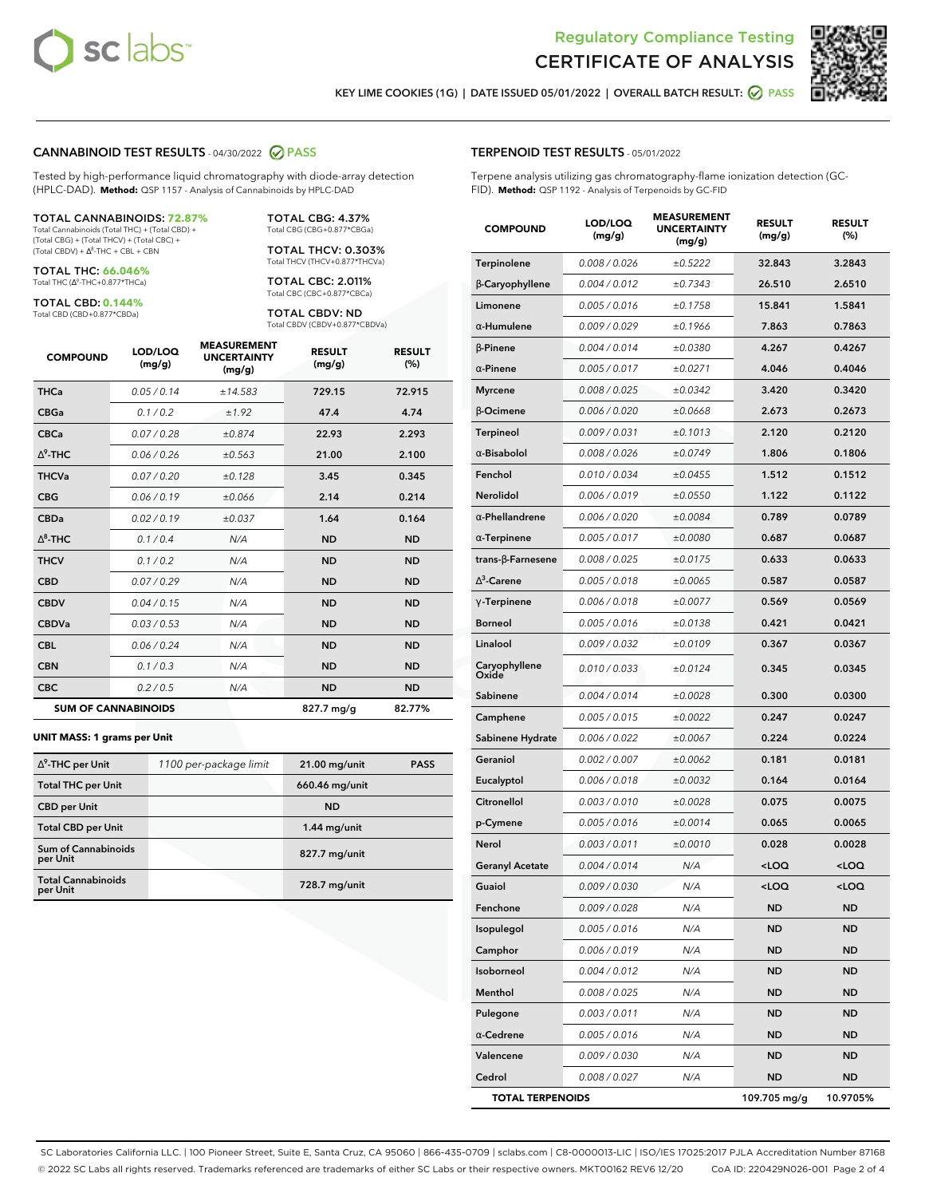# Regulatory Compliance Testing
# CERTIFICATE OF ANALYSIS

KEY LIME COOKIES (1G) | DATE ISSUED 05/01/2022 | OVERALL BATCH RESULT: PASS

## CANNABINOID TEST RESULTS - 04/30/2022 PASS

Tested by high-performance liquid chromatography with diode-array detection (HPLC-DAD). **Method:** QSP 1157 - Analysis of Cannabinoids by HPLC-DAD

**TOTAL CANNABINOIDS: 72.87%**
Total Cannabinoids (Total THC) + (Total CBD) + (Total CBG) + (Total THCV) + (Total CBC) + (Total CBDV) + $\Delta^8$-THC + CBL + CBN

**TOTAL THC: 66.046%**
Total THC ($\Delta^9$-THC+0.877*THCa)

**TOTAL CBD: 0.144%**
Total CBD (CBD+0.877*CBDa)

**TOTAL CBG: 4.37%**
Total CBG (CBG+0.877*CBGa)

**TOTAL THCV: 0.303%**
Total THCV (THCV+0.877*THCVa)

**TOTAL CBC: 2.011%**
Total CBC (CBC+0.877*CBCa)

**TOTAL CBDV: ND**
Total CBDV (CBDV+0.877*CBDVa)

| COMPOUND | LOD/LOQ (mg/g) | MEASUREMENT UNCERTAINTY (mg/g) | RESULT (mg/g) | RESULT (%) |
|---|---|---|---|---|
| THCa | 0.05 / 0.14 | ±14.583 | 729.15 | 72.915 |
| CBGa | 0.1 / 0.2 | ±1.92 | 47.4 | 4.74 |
| CBCa | 0.07 / 0.28 | ±0.874 | 22.93 | 2.293 |
| $\Delta^9$-THC | 0.06 / 0.26 | ±0.563 | 21.00 | 2.100 |
| THCVa | 0.07 / 0.20 | ±0.128 | 3.45 | 0.345 |
| CBG | 0.06 / 0.19 | ±0.066 | 2.14 | 0.214 |
| CBDa | 0.02 / 0.19 | ±0.037 | 1.64 | 0.164 |
| $\Delta^8$-THC | 0.1 / 0.4 | N/A | ND | ND |
| THCV | 0.1 / 0.2 | N/A | ND | ND |
| CBD | 0.07 / 0.29 | N/A | ND | ND |
| CBDV | 0.04 / 0.15 | N/A | ND | ND |
| CBDVa | 0.03 / 0.53 | N/A | ND | ND |
| CBL | 0.06 / 0.24 | N/A | ND | ND |
| CBN | 0.1 / 0.3 | N/A | ND | ND |
| CBC | 0.2 / 0.5 | N/A | ND | ND |
| **SUM OF CANNABINOIDS** | | | 827.7 mg/g | 82.77% |

### UNIT MASS: 1 grams per Unit

| | | | |
|---|---|---|---|
| $\Delta^9$-THC per Unit | 1100 per-package limit | 21.00 mg/unit | PASS |
| Total THC per Unit | | 660.46 mg/unit | |
| CBD per Unit | | ND | |
| Total CBD per Unit | | 1.44 mg/unit | |
| Sum of Cannabinoids per Unit | | 827.7 mg/unit | |
| Total Cannabinoids per Unit | | 728.7 mg/unit | |

## TERPENOID TEST RESULTS - 05/01/2022

Terpene analysis utilizing gas chromatography-flame ionization detection (GC-FID). **Method:** QSP 1192 - Analysis of Terpenoids by GC-FID

| COMPOUND | LOD/LOQ (mg/g) | MEASUREMENT UNCERTAINTY (mg/g) | RESULT (mg/g) | RESULT (%) |
|---|---|---|---|---|
| Terpinolene | 0.008 / 0.026 | ±0.5222 | 32.843 | 3.2843 |
| β-Caryophyllene | 0.004 / 0.012 | ±0.7343 | 26.510 | 2.6510 |
| Limonene | 0.005 / 0.016 | ±0.1758 | 15.841 | 1.5841 |
| α-Humulene | 0.009 / 0.029 | ±0.1966 | 7.863 | 0.7863 |
| β-Pinene | 0.004 / 0.014 | ±0.0380 | 4.267 | 0.4267 |
| α-Pinene | 0.005 / 0.017 | ±0.0271 | 4.046 | 0.4046 |
| Myrcene | 0.008 / 0.025 | ±0.0342 | 3.420 | 0.3420 |
| β-Ocimene | 0.006 / 0.020 | ±0.0668 | 2.673 | 0.2673 |
| Terpineol | 0.009 / 0.031 | ±0.1013 | 2.120 | 0.2120 |
| α-Bisabolol | 0.008 / 0.026 | ±0.0749 | 1.806 | 0.1806 |
| Fenchol | 0.010 / 0.034 | ±0.0455 | 1.512 | 0.1512 |
| Nerolidol | 0.006 / 0.019 | ±0.0550 | 1.122 | 0.1122 |
| α-Phellandrene | 0.006 / 0.020 | ±0.0084 | 0.789 | 0.0789 |
| α-Terpinene | 0.005 / 0.017 | ±0.0080 | 0.687 | 0.0687 |
| trans-β-Farnesene | 0.008 / 0.025 | ±0.0175 | 0.633 | 0.0633 |
| $\Delta^3$-Carene | 0.005 / 0.018 | ±0.0065 | 0.587 | 0.0587 |
| γ-Terpinene | 0.006 / 0.018 | ±0.0077 | 0.569 | 0.0569 |
| Borneol | 0.005 / 0.016 | ±0.0138 | 0.421 | 0.0421 |
| Linalool | 0.009 / 0.032 | ±0.0109 | 0.367 | 0.0367 |
| Caryophyllene Oxide | 0.010 / 0.033 | ±0.0124 | 0.345 | 0.0345 |
| Sabinene | 0.004 / 0.014 | ±0.0028 | 0.300 | 0.0300 |
| Camphene | 0.005 / 0.015 | ±0.0022 | 0.247 | 0.0247 |
| Sabinene Hydrate | 0.006 / 0.022 | ±0.0067 | 0.224 | 0.0224 |
| Geraniol | 0.002 / 0.007 | ±0.0062 | 0.181 | 0.0181 |
| Eucalyptol | 0.006 / 0.018 | ±0.0032 | 0.164 | 0.0164 |
| Citronellol | 0.003 / 0.010 | ±0.0028 | 0.075 | 0.0075 |
| p-Cymene | 0.005 / 0.016 | ±0.0014 | 0.065 | 0.0065 |
| Nerol | 0.003 / 0.011 | ±0.0010 | 0.028 | 0.0028 |
| Geranyl Acetate | 0.004 / 0.014 | N/A | <LOQ | <LOQ |
| Guaiol | 0.009 / 0.030 | N/A | <LOQ | <LOQ |
| Fenchone | 0.009 / 0.028 | N/A | ND | ND |
| Isopulegol | 0.005 / 0.016 | N/A | ND | ND |
| Camphor | 0.006 / 0.019 | N/A | ND | ND |
| Isoborneol | 0.004 / 0.012 | N/A | ND | ND |
| Menthol | 0.008 / 0.025 | N/A | ND | ND |
| Pulegone | 0.003 / 0.011 | N/A | ND | ND |
| α-Cedrene | 0.005 / 0.016 | N/A | ND | ND |
| Valencene | 0.009 / 0.030 | N/A | ND | ND |
| Cedrol | 0.008 / 0.027 | N/A | ND | ND |
| **TOTAL TERPENOIDS** | | | 109.705 mg/g | 10.9705% |

SC Laboratories California LLC. | 100 Pioneer Street, Suite E, Santa Cruz, CA 95060 | 866-435-0709 | sclabs.com | C8-0000013-LIC | ISO/IES 17025:2017 PJLA Accreditation Number 87168
© 2022 SC Labs all rights reserved. Trademarks referenced are trademarks of either SC Labs or their respective owners. MKT00162 REV6 12/20 CoA ID: 220429N026-001